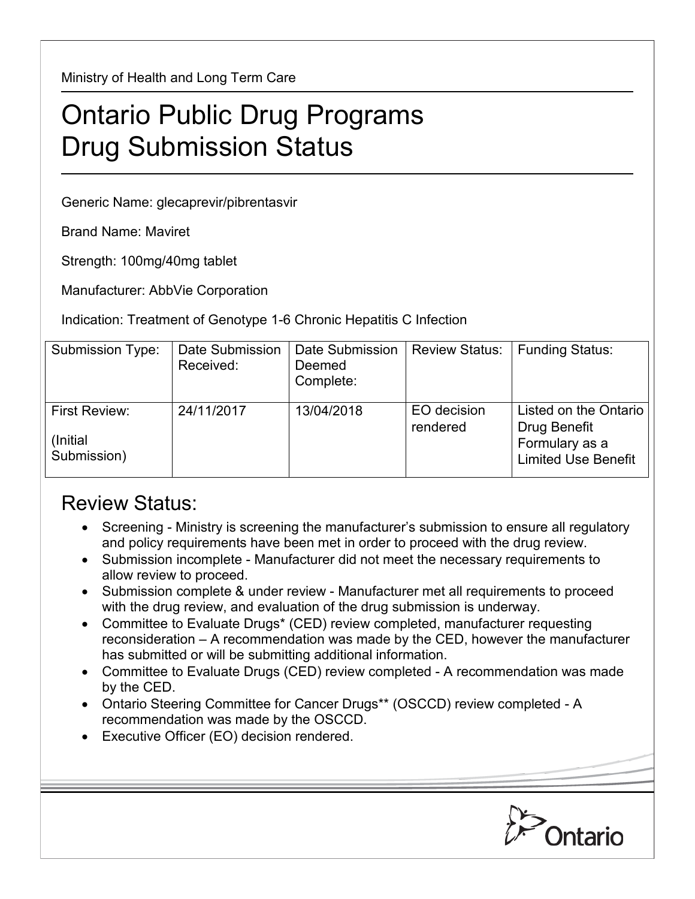Ministry of Health and Long Term Care

# Ontario Public Drug Programs
# Drug Submission Status

Generic Name: glecaprevir/pibrentasvir

Brand Name: Maviret

Strength: 100mg/40mg tablet

Manufacturer: AbbVie Corporation

Indication: Treatment of Genotype 1-6 Chronic Hepatitis C Infection

| Submission Type: | Date Submission Received: | Date Submission Deemed Complete: | Review Status: | Funding Status: |
|---|---|---|---|---|
| First Review: (Initial Submission) | 24/11/2017 | 13/04/2018 | EO decision rendered | Listed on the Ontario Drug Benefit Formulary as a Limited Use Benefit |

## Review Status:

- Screening - Ministry is screening the manufacturer's submission to ensure all regulatory and policy requirements have been met in order to proceed with the drug review.
- Submission incomplete - Manufacturer did not meet the necessary requirements to allow review to proceed.
- Submission complete & under review - Manufacturer met all requirements to proceed with the drug review, and evaluation of the drug submission is underway.
- Committee to Evaluate Drugs* (CED) review completed, manufacturer requesting reconsideration – A recommendation was made by the CED, however the manufacturer has submitted or will be submitting additional information.
- Committee to Evaluate Drugs (CED) review completed - A recommendation was made by the CED.
- Ontario Steering Committee for Cancer Drugs** (OSCCD) review completed - A recommendation was made by the OSCCD.
- Executive Officer (EO) decision rendered.

Ontario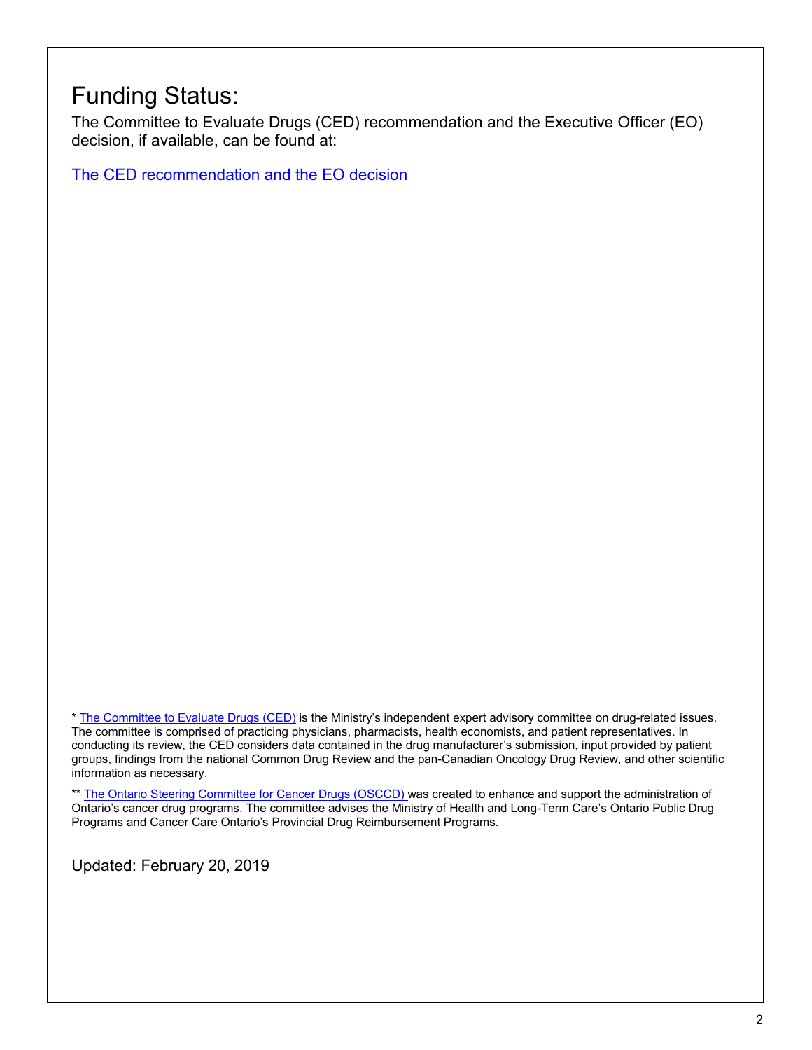# Funding Status:

The Committee to Evaluate Drugs (CED) recommendation and the Executive Officer (EO) decision, if available, can be found at:

The CED recommendation and the EO decision

* The Committee to Evaluate Drugs (CED) is the Ministry's independent expert advisory committee on drug-related issues. The committee is comprised of practicing physicians, pharmacists, health economists, and patient representatives. In conducting its review, the CED considers data contained in the drug manufacturer's submission, input provided by patient groups, findings from the national Common Drug Review and the pan-Canadian Oncology Drug Review, and other scientific information as necessary.

** The Ontario Steering Committee for Cancer Drugs (OSCCD) was created to enhance and support the administration of Ontario's cancer drug programs. The committee advises the Ministry of Health and Long-Term Care's Ontario Public Drug Programs and Cancer Care Ontario's Provincial Drug Reimbursement Programs.

Updated: February 20, 2019